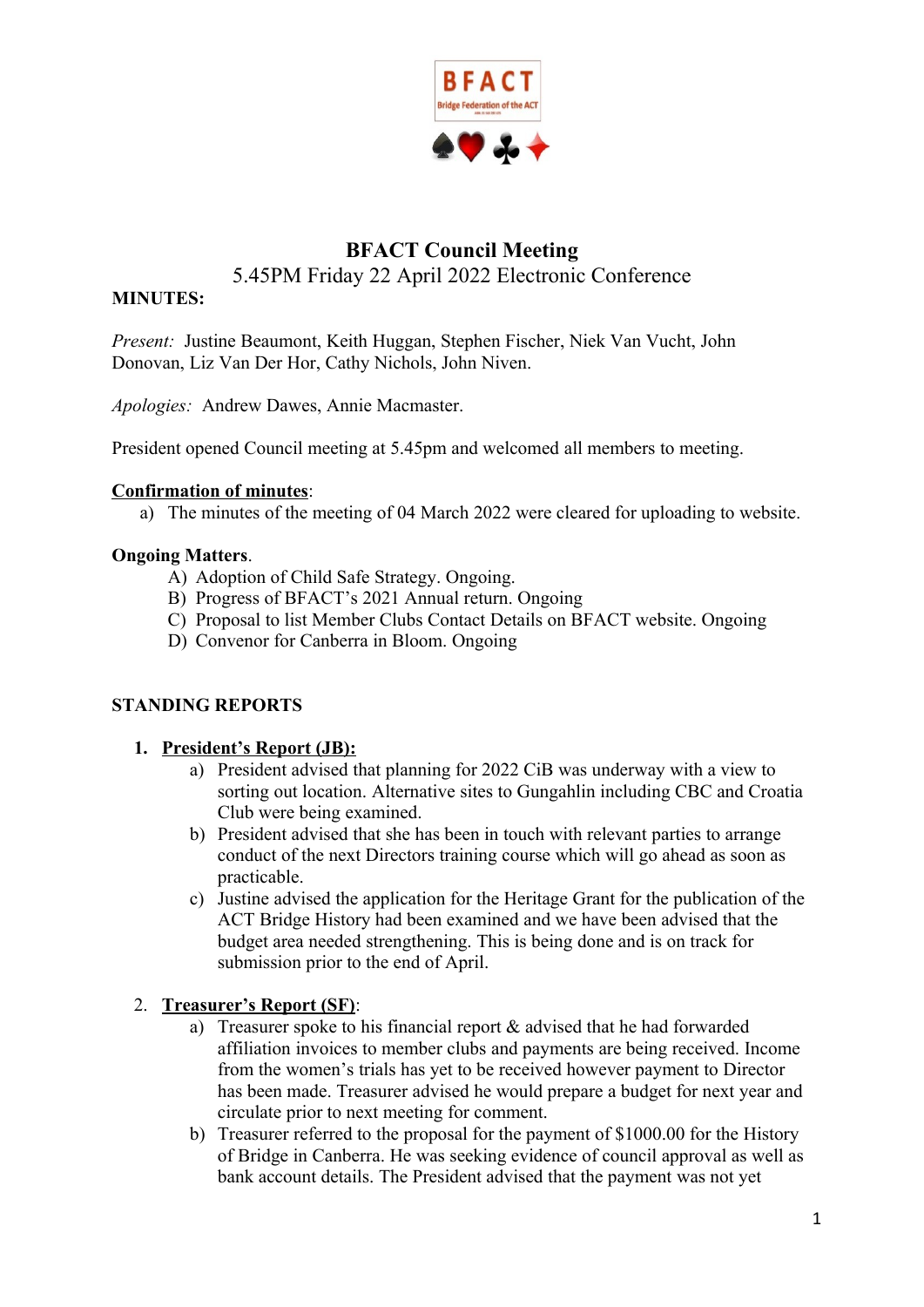# BFACT Council Meeting

5.45PM Friday 22 April 2022 Electronic Conference

**MINUTES:**

*Present:* Justine Beaumont, Keith Huggan, Stephen Fischer, Niek Van Vucht, John Donovan, Liz Van Der Hor, Cathy Nichols, John Niven.

*Apologies:* Andrew Dawes, Annie Macmaster.

President opened Council meeting at 5.45pm and welcomed all members to meeting.

**Confirmation of minutes**:

a) The minutes of the meeting of 04 March 2022 were cleared for uploading to website.

**Ongoing Matters**.

A) Adoption of Child Safe Strategy. Ongoing.
B) Progress of BFACT's 2021 Annual return. Ongoing
C) Proposal to list Member Clubs Contact Details on BFACT website. Ongoing
D) Convenor for Canberra in Bloom. Ongoing

**STANDING REPORTS**

1. **President's Report (JB):**
    a) President advised that planning for 2022 CiB was underway with a view to sorting out location. Alternative sites to Gungahlin including CBC and Croatia Club were being examined.
    b) President advised that she has been in touch with relevant parties to arrange conduct of the next Directors training course which will go ahead as soon as practicable.
    c) Justine advised the application for the Heritage Grant for the publication of the ACT Bridge History had been examined and we have been advised that the budget area needed strengthening. This is being done and is on track for submission prior to the end of April.

2. **Treasurer's Report (SF)**:
    a) Treasurer spoke to his financial report & advised that he had forwarded affiliation invoices to member clubs and payments are being received. Income from the women's trials has yet to be received however payment to Director has been made. Treasurer advised he would prepare a budget for next year and circulate prior to next meeting for comment.
    b) Treasurer referred to the proposal for the payment of $1000.00 for the History of Bridge in Canberra. He was seeking evidence of council approval as well as bank account details. The President advised that the payment was not yet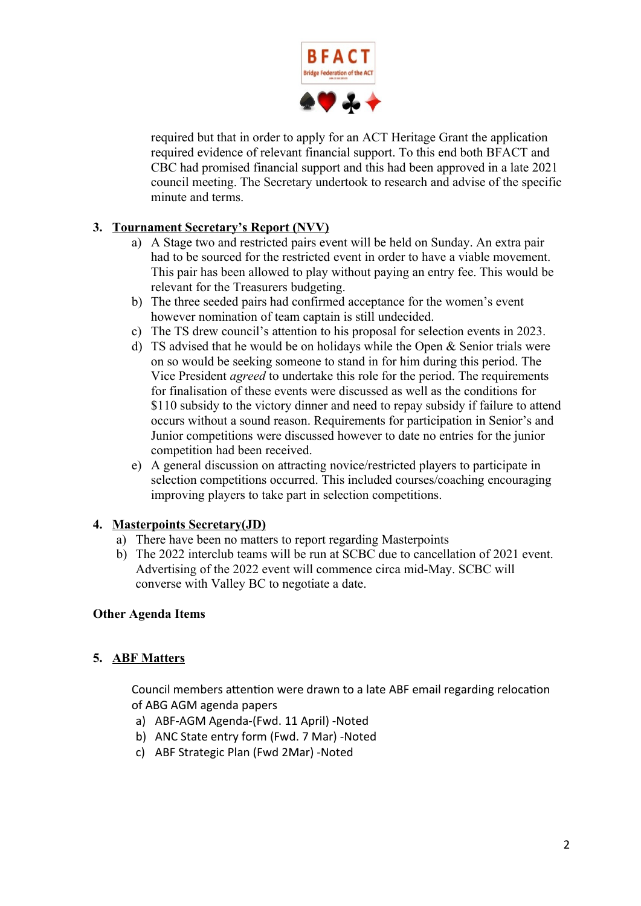required but that in order to apply for an ACT Heritage Grant the application required evidence of relevant financial support. To this end both BFACT and CBC had promised financial support and this had been approved in a late 2021 council meeting. The Secretary undertook to research and advise of the specific minute and terms.

3. **Tournament Secretary's Report (NVV)**
   a) A Stage two and restricted pairs event will be held on Sunday. An extra pair had to be sourced for the restricted event in order to have a viable movement. This pair has been allowed to play without paying an entry fee. This would be relevant for the Treasurers budgeting.
   b) The three seeded pairs had confirmed acceptance for the women's event however nomination of team captain is still undecided.
   c) The TS drew council's attention to his proposal for selection events in 2023.
   d) TS advised that he would be on holidays while the Open & Senior trials were on so would be seeking someone to stand in for him during this period. The Vice President *agreed* to undertake this role for the period. The requirements for finalisation of these events were discussed as well as the conditions for $110 subsidy to the victory dinner and need to repay subsidy if failure to attend occurs without a sound reason. Requirements for participation in Senior's and Junior competitions were discussed however to date no entries for the junior competition had been received.
   e) A general discussion on attracting novice/restricted players to participate in selection competitions occurred. This included courses/coaching encouraging improving players to take part in selection competitions.

4. **Masterpoints Secretary(JD)**
   a) There have been no matters to report regarding Masterpoints
   b) The 2022 interclub teams will be run at SCBC due to cancellation of 2021 event. Advertising of the 2022 event will commence circa mid-May. SCBC will converse with Valley BC to negotiate a date.

**Other Agenda Items**

5. **ABF Matters**

   Council members attention were drawn to a late ABF email regarding relocation of ABG AGM agenda papers
   a) ABF-AGM Agenda-(Fwd. 11 April) -Noted
   b) ANC State entry form (Fwd. 7 Mar) -Noted
   c) ABF Strategic Plan (Fwd 2Mar) -Noted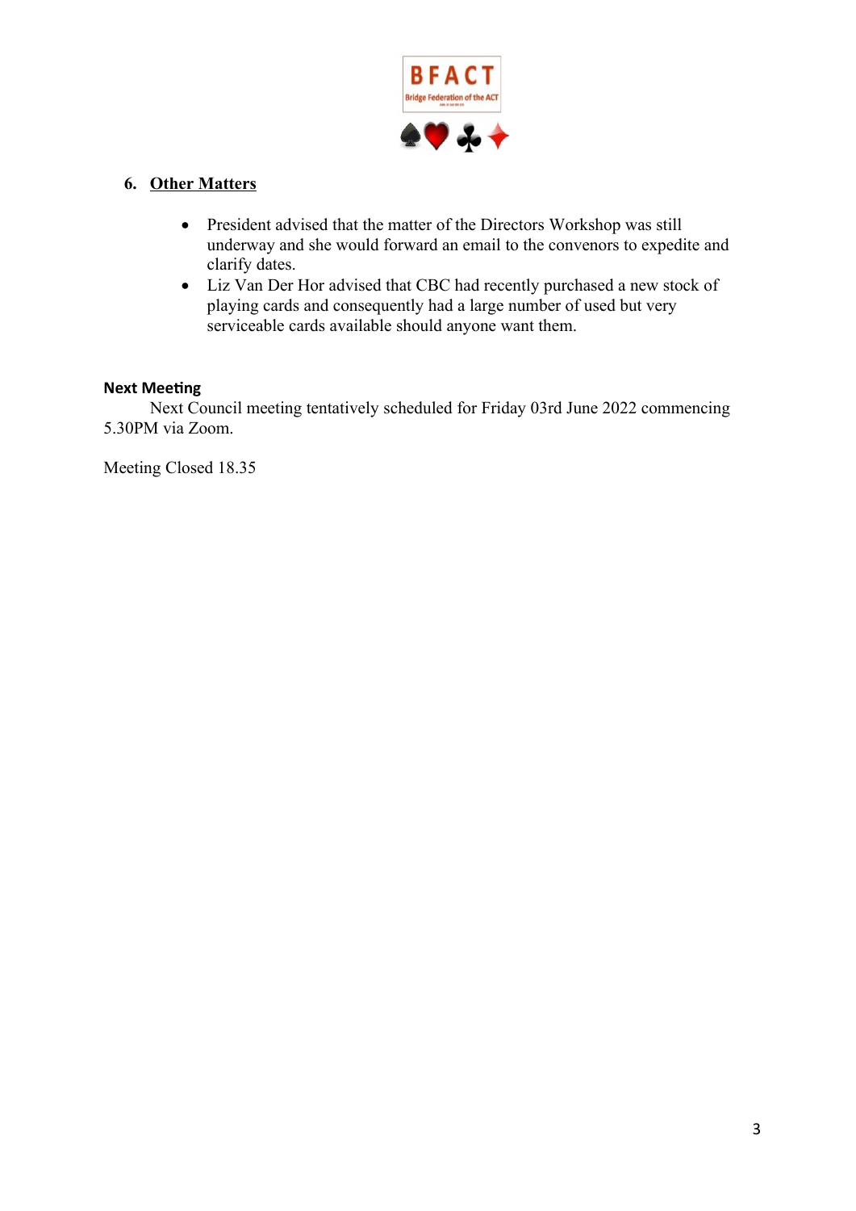## 6. Other Matters

- President advised that the matter of the Directors Workshop was still underway and she would forward an email to the convenors to expedite and clarify dates.
- Liz Van Der Hor advised that CBC had recently purchased a new stock of playing cards and consequently had a large number of used but very serviceable cards available should anyone want them.

**Next Meeting**

Next Council meeting tentatively scheduled for Friday 03rd June 2022 commencing 5.30PM via Zoom.

Meeting Closed 18.35